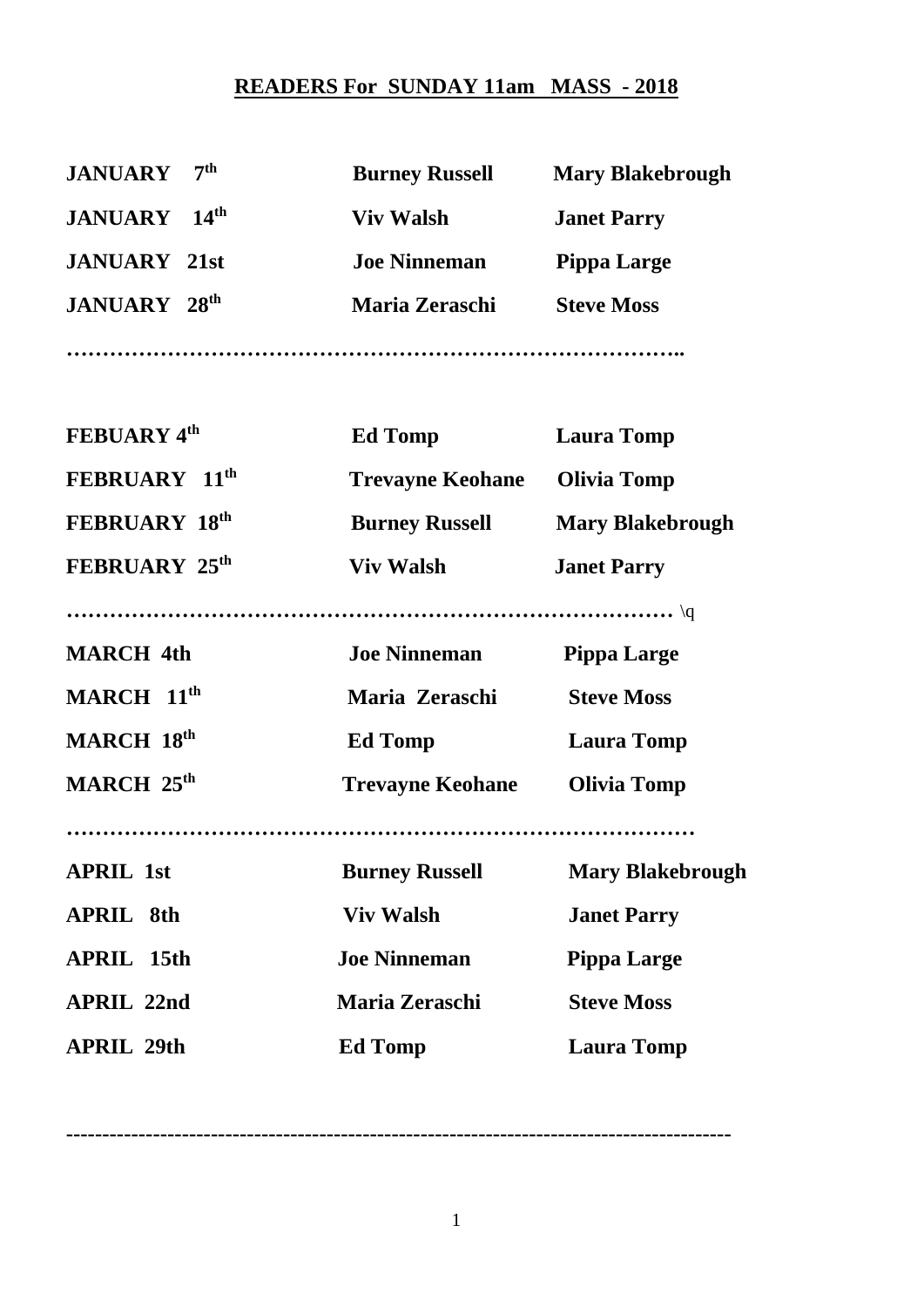## READERS For SUNDAY 11am MASS - 2018

| | | |
|---|---|---|
| **JANUARY 7th** | **Burney Russell** | **Mary Blakebrough** |
| **JANUARY 14th** | **Viv Walsh** | **Janet Parry** |
| **JANUARY 21st** | **Joe Ninneman** | **Pippa Large** |
| **JANUARY 28th** | **Maria Zeraschi** | **Steve Moss** |

**………………………………………………………………………..**

| | | |
|---|---|---|
| **FEBUARY 4th** | **Ed Tomp** | **Laura Tomp** |
| **FEBRUARY 11th** | **Trevayne Keohane** | **Olivia Tomp** |
| **FEBRUARY 18th** | **Burney Russell** | **Mary Blakebrough** |
| **FEBRUARY 25th** | **Viv Walsh** | **Janet Parry** |

**…………………………………………………………………………** \q

| | | |
|---|---|---|
| **MARCH 4th** | **Joe Ninneman** | **Pippa Large** |
| **MARCH 11th** | **Maria Zeraschi** | **Steve Moss** |
| **MARCH 18th** | **Ed Tomp** | **Laura Tomp** |
| **MARCH 25th** | **Trevayne Keohane** | **Olivia Tomp** |

**…………………………………………………………………………**

| | | |
|---|---|---|
| **APRIL 1st** | **Burney Russell** | **Mary Blakebrough** |
| **APRIL 8th** | **Viv Walsh** | **Janet Parry** |
| **APRIL 15th** | **Joe Ninneman** | **Pippa Large** |
| **APRIL 22nd** | **Maria Zeraschi** | **Steve Moss** |
| **APRIL 29th** | **Ed Tomp** | **Laura Tomp** |

---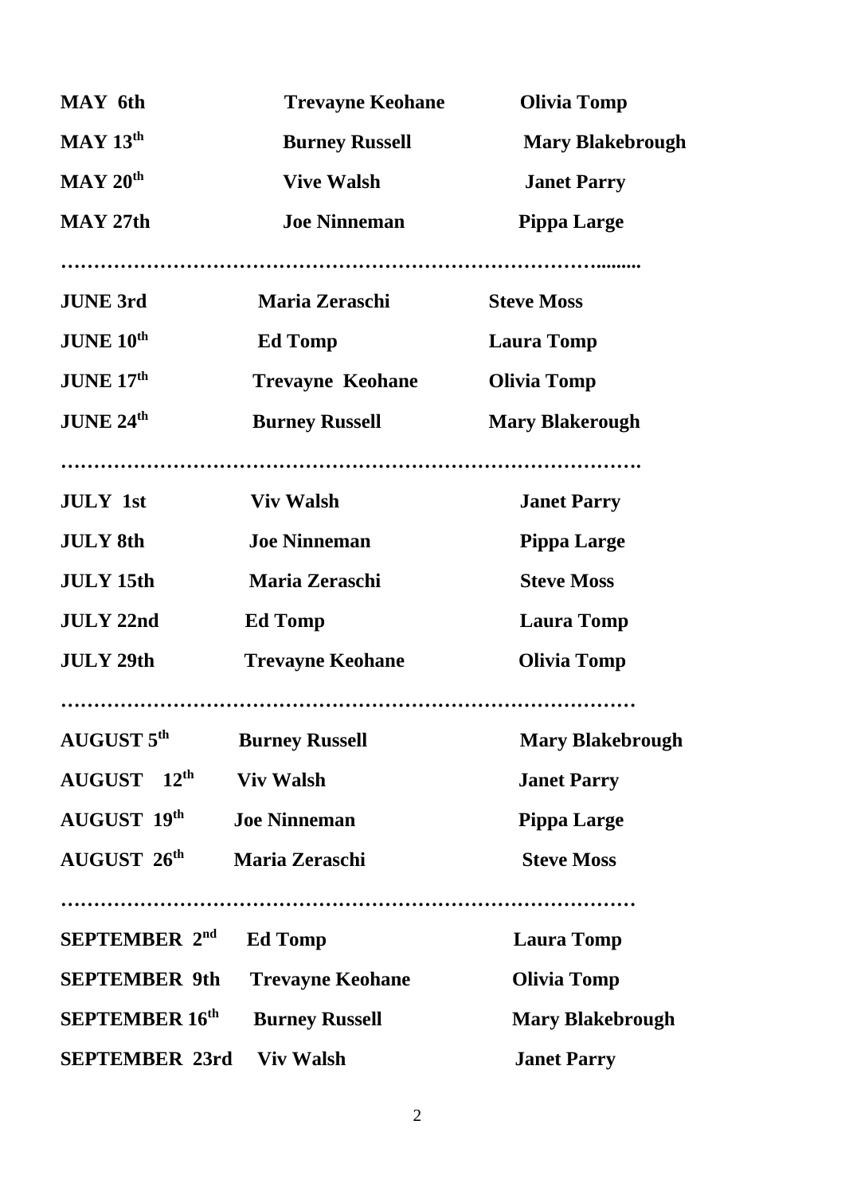| | | |
|---|---|---|
| **MAY 6th** | **Trevayne Keohane** | **Olivia Tomp** |
| **MAY 13th** | **Burney Russell** | **Mary Blakebrough** |
| **MAY 20th** | **Vive Walsh** | **Janet Parry** |
| **MAY 27th** | **Joe Ninneman** | **Pippa Large** |

…………………………………………………………………………........

| | | |
|---|---|---|
| **JUNE 3rd** | **Maria Zeraschi** | **Steve Moss** |
| **JUNE 10th** | **Ed Tomp** | **Laura Tomp** |
| **JUNE 17th** | **Trevayne Keohane** | **Olivia Tomp** |
| **JUNE 24th** | **Burney Russell** | **Mary Blakerough** |

…………………………………………………………………………….

| | | |
|---|---|---|
| **JULY 1st** | **Viv Walsh** | **Janet Parry** |
| **JULY 8th** | **Joe Ninneman** | **Pippa Large** |
| **JULY 15th** | **Maria Zeraschi** | **Steve Moss** |
| **JULY 22nd** | **Ed Tomp** | **Laura Tomp** |
| **JULY 29th** | **Trevayne Keohane** | **Olivia Tomp** |

……………………………………………………………………………

| | | |
|---|---|---|
| **AUGUST 5th** | **Burney Russell** | **Mary Blakebrough** |
| **AUGUST 12th** | **Viv Walsh** | **Janet Parry** |
| **AUGUST 19th** | **Joe Ninneman** | **Pippa Large** |
| **AUGUST 26th** | **Maria Zeraschi** | **Steve Moss** |

……………………………………………………………………………

| | | |
|---|---|---|
| **SEPTEMBER 2nd** | **Ed Tomp** | **Laura Tomp** |
| **SEPTEMBER 9th** | **Trevayne Keohane** | **Olivia Tomp** |
| **SEPTEMBER 16th** | **Burney Russell** | **Mary Blakebrough** |
| **SEPTEMBER 23rd** | **Viv Walsh** | **Janet Parry** |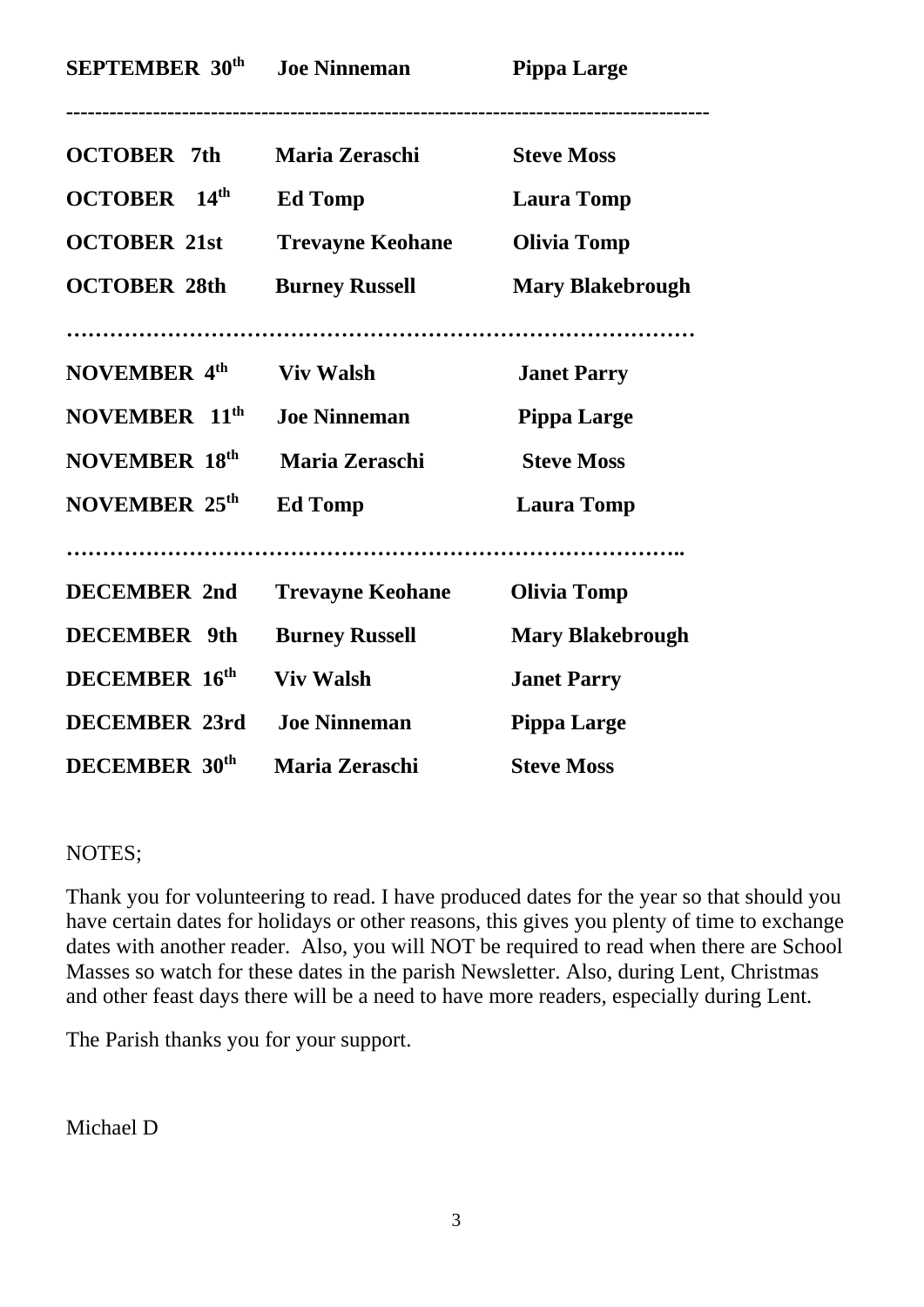| | | |
|---|---|---|
| **SEPTEMBER 30th** | **Joe Ninneman** | **Pippa Large** |
| **OCTOBER 7th** | **Maria Zeraschi** | **Steve Moss** |
| **OCTOBER 14th** | **Ed Tomp** | **Laura Tomp** |
| **OCTOBER 21st** | **Trevayne Keohane** | **Olivia Tomp** |
| **OCTOBER 28th** | **Burney Russell** | **Mary Blakebrough** |
| **NOVEMBER 4th** | **Viv Walsh** | **Janet Parry** |
| **NOVEMBER 11th** | **Joe Ninneman** | **Pippa Large** |
| **NOVEMBER 18th** | **Maria Zeraschi** | **Steve Moss** |
| **NOVEMBER 25th** | **Ed Tomp** | **Laura Tomp** |
| **DECEMBER 2nd** | **Trevayne Keohane** | **Olivia Tomp** |
| **DECEMBER 9th** | **Burney Russell** | **Mary Blakebrough** |
| **DECEMBER 16th** | **Viv Walsh** | **Janet Parry** |
| **DECEMBER 23rd** | **Joe Ninneman** | **Pippa Large** |
| **DECEMBER 30th** | **Maria Zeraschi** | **Steve Moss** |

NOTES;

Thank you for volunteering to read. I have produced dates for the year so that should you have certain dates for holidays or other reasons, this gives you plenty of time to exchange dates with another reader. Also, you will NOT be required to read when there are School Masses so watch for these dates in the parish Newsletter. Also, during Lent, Christmas and other feast days there will be a need to have more readers, especially during Lent.

The Parish thanks you for your support.

Michael D